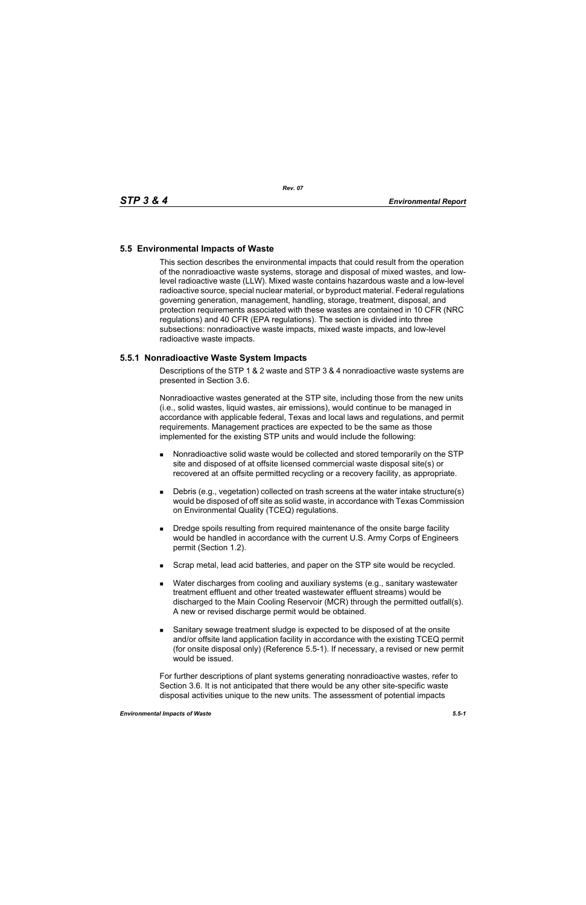## 5.5 Environmental Impacts of Waste

This section describes the environmental impacts that could result from the operation of the nonradioactive waste systems, storage and disposal of mixed wastes, and low-level radioactive waste (LLW). Mixed waste contains hazardous waste and a low-level radioactive source, special nuclear material, or byproduct material. Federal regulations governing generation, management, handling, storage, treatment, disposal, and protection requirements associated with these wastes are contained in 10 CFR (NRC regulations) and 40 CFR (EPA regulations). The section is divided into three subsections: nonradioactive waste impacts, mixed waste impacts, and low-level radioactive waste impacts.

### 5.5.1 Nonradioactive Waste System Impacts

Descriptions of the STP 1 & 2 waste and STP 3 & 4 nonradioactive waste systems are presented in Section 3.6.

Nonradioactive wastes generated at the STP site, including those from the new units (i.e., solid wastes, liquid wastes, air emissions), would continue to be managed in accordance with applicable federal, Texas and local laws and regulations, and permit requirements. Management practices are expected to be the same as those implemented for the existing STP units and would include the following:

- Nonradioactive solid waste would be collected and stored temporarily on the STP site and disposed of at offsite licensed commercial waste disposal site(s) or recovered at an offsite permitted recycling or a recovery facility, as appropriate.
- Debris (e.g., vegetation) collected on trash screens at the water intake structure(s) would be disposed of off site as solid waste, in accordance with Texas Commission on Environmental Quality (TCEQ) regulations.
- Dredge spoils resulting from required maintenance of the onsite barge facility would be handled in accordance with the current U.S. Army Corps of Engineers permit (Section 1.2).
- Scrap metal, lead acid batteries, and paper on the STP site would be recycled.
- Water discharges from cooling and auxiliary systems (e.g., sanitary wastewater treatment effluent and other treated wastewater effluent streams) would be discharged to the Main Cooling Reservoir (MCR) through the permitted outfall(s). A new or revised discharge permit would be obtained.
- Sanitary sewage treatment sludge is expected to be disposed of at the onsite and/or offsite land application facility in accordance with the existing TCEQ permit (for onsite disposal only) (Reference 5.5-1). If necessary, a revised or new permit would be issued.

For further descriptions of plant systems generating nonradioactive wastes, refer to Section 3.6. It is not anticipated that there would be any other site-specific waste disposal activities unique to the new units. The assessment of potential impacts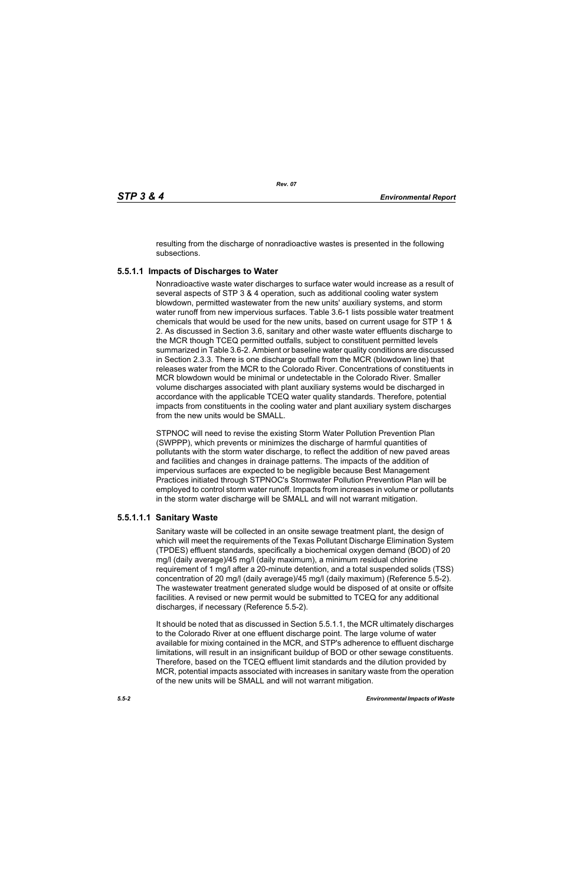resulting from the discharge of nonradioactive wastes is presented in the following subsections.

### 5.5.1.1 Impacts of Discharges to Water

Nonradioactive waste water discharges to surface water would increase as a result of several aspects of STP 3 & 4 operation, such as additional cooling water system blowdown, permitted wastewater from the new units' auxiliary systems, and storm water runoff from new impervious surfaces. Table 3.6-1 lists possible water treatment chemicals that would be used for the new units, based on current usage for STP 1 & 2. As discussed in Section 3.6, sanitary and other waste water effluents discharge to the MCR though TCEQ permitted outfalls, subject to constituent permitted levels summarized in Table 3.6-2. Ambient or baseline water quality conditions are discussed in Section 2.3.3. There is one discharge outfall from the MCR (blowdown line) that releases water from the MCR to the Colorado River. Concentrations of constituents in MCR blowdown would be minimal or undetectable in the Colorado River. Smaller volume discharges associated with plant auxiliary systems would be discharged in accordance with the applicable TCEQ water quality standards. Therefore, potential impacts from constituents in the cooling water and plant auxiliary system discharges from the new units would be SMALL.

STPNOC will need to revise the existing Storm Water Pollution Prevention Plan (SWPPP), which prevents or minimizes the discharge of harmful quantities of pollutants with the storm water discharge, to reflect the addition of new paved areas and facilities and changes in drainage patterns. The impacts of the addition of impervious surfaces are expected to be negligible because Best Management Practices initiated through STPNOC's Stormwater Pollution Prevention Plan will be employed to control storm water runoff. Impacts from increases in volume or pollutants in the storm water discharge will be SMALL and will not warrant mitigation.

#### 5.5.1.1.1 Sanitary Waste

Sanitary waste will be collected in an onsite sewage treatment plant, the design of which will meet the requirements of the Texas Pollutant Discharge Elimination System (TPDES) effluent standards, specifically a biochemical oxygen demand (BOD) of 20 mg/l (daily average)/45 mg/l (daily maximum), a minimum residual chlorine requirement of 1 mg/l after a 20-minute detention, and a total suspended solids (TSS) concentration of 20 mg/l (daily average)/45 mg/l (daily maximum) (Reference 5.5-2). The wastewater treatment generated sludge would be disposed of at onsite or offsite facilities. A revised or new permit would be submitted to TCEQ for any additional discharges, if necessary (Reference 5.5-2).

It should be noted that as discussed in Section 5.5.1.1, the MCR ultimately discharges to the Colorado River at one effluent discharge point. The large volume of water available for mixing contained in the MCR, and STP's adherence to effluent discharge limitations, will result in an insignificant buildup of BOD or other sewage constituents. Therefore, based on the TCEQ effluent limit standards and the dilution provided by MCR, potential impacts associated with increases in sanitary waste from the operation of the new units will be SMALL and will not warrant mitigation.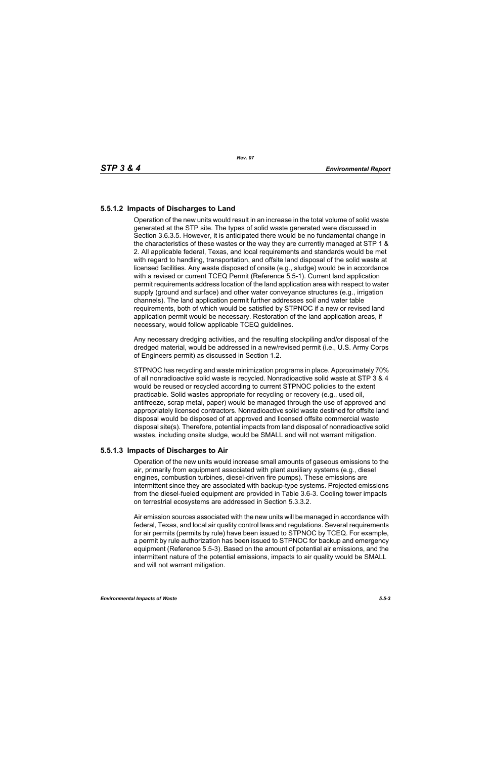### 5.5.1.2 Impacts of Discharges to Land

Operation of the new units would result in an increase in the total volume of solid waste generated at the STP site. The types of solid waste generated were discussed in Section 3.6.3.5. However, it is anticipated there would be no fundamental change in the characteristics of these wastes or the way they are currently managed at STP 1 & 2. All applicable federal, Texas, and local requirements and standards would be met with regard to handling, transportation, and offsite land disposal of the solid waste at licensed facilities. Any waste disposed of onsite (e.g., sludge) would be in accordance with a revised or current TCEQ Permit (Reference 5.5-1). Current land application permit requirements address location of the land application area with respect to water supply (ground and surface) and other water conveyance structures (e.g., irrigation channels). The land application permit further addresses soil and water table requirements, both of which would be satisfied by STPNOC if a new or revised land application permit would be necessary. Restoration of the land application areas, if necessary, would follow applicable TCEQ guidelines.

Any necessary dredging activities, and the resulting stockpiling and/or disposal of the dredged material, would be addressed in a new/revised permit (i.e., U.S. Army Corps of Engineers permit) as discussed in Section 1.2.

STPNOC has recycling and waste minimization programs in place. Approximately 70% of all nonradioactive solid waste is recycled. Nonradioactive solid waste at STP 3 & 4 would be reused or recycled according to current STPNOC policies to the extent practicable. Solid wastes appropriate for recycling or recovery (e.g., used oil, antifreeze, scrap metal, paper) would be managed through the use of approved and appropriately licensed contractors. Nonradioactive solid waste destined for offsite land disposal would be disposed of at approved and licensed offsite commercial waste disposal site(s). Therefore, potential impacts from land disposal of nonradioactive solid wastes, including onsite sludge, would be SMALL and will not warrant mitigation.

### 5.5.1.3 Impacts of Discharges to Air

Operation of the new units would increase small amounts of gaseous emissions to the air, primarily from equipment associated with plant auxiliary systems (e.g., diesel engines, combustion turbines, diesel-driven fire pumps). These emissions are intermittent since they are associated with backup-type systems. Projected emissions from the diesel-fueled equipment are provided in Table 3.6-3. Cooling tower impacts on terrestrial ecosystems are addressed in Section 5.3.3.2.

Air emission sources associated with the new units will be managed in accordance with federal, Texas, and local air quality control laws and regulations. Several requirements for air permits (permits by rule) have been issued to STPNOC by TCEQ. For example, a permit by rule authorization has been issued to STPNOC for backup and emergency equipment (Reference 5.5-3). Based on the amount of potential air emissions, and the intermittent nature of the potential emissions, impacts to air quality would be SMALL and will not warrant mitigation.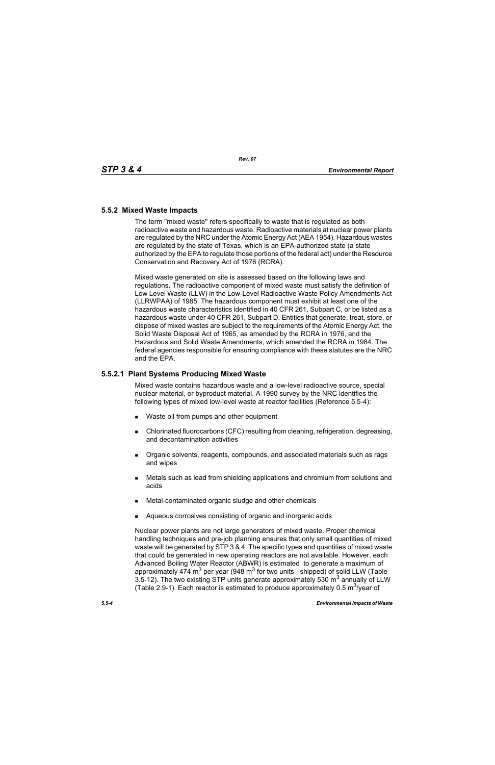## 5.5.2 Mixed Waste Impacts

The term "mixed waste" refers specifically to waste that is regulated as both radioactive waste and hazardous waste. Radioactive materials at nuclear power plants are regulated by the NRC under the Atomic Energy Act (AEA 1954). Hazardous wastes are regulated by the state of Texas, which is an EPA-authorized state (a state authorized by the EPA to regulate those portions of the federal act) under the Resource Conservation and Recovery Act of 1976 (RCRA).

Mixed waste generated on site is assessed based on the following laws and regulations. The radioactive component of mixed waste must satisfy the definition of Low Level Waste (LLW) in the Low-Level Radioactive Waste Policy Amendments Act (LLRWPAA) of 1985. The hazardous component must exhibit at least one of the hazardous waste characteristics identified in 40 CFR 261, Subpart C, or be listed as a hazardous waste under 40 CFR 261, Subpart D. Entities that generate, treat, store, or dispose of mixed wastes are subject to the requirements of the Atomic Energy Act, the Solid Waste Disposal Act of 1965, as amended by the RCRA in 1976, and the Hazardous and Solid Waste Amendments, which amended the RCRA in 1984. The federal agencies responsible for ensuring compliance with these statutes are the NRC and the EPA.

### 5.5.2.1 Plant Systems Producing Mixed Waste

Mixed waste contains hazardous waste and a low-level radioactive source, special nuclear material, or byproduct material. A 1990 survey by the NRC identifies the following types of mixed low-level waste at reactor facilities (Reference 5.5-4):

- Waste oil from pumps and other equipment
- Chlorinated fluorocarbons (CFC) resulting from cleaning, refrigeration, degreasing, and decontamination activities
- Organic solvents, reagents, compounds, and associated materials such as rags and wipes
- Metals such as lead from shielding applications and chromium from solutions and acids
- Metal-contaminated organic sludge and other chemicals
- Aqueous corrosives consisting of organic and inorganic acids

Nuclear power plants are not large generators of mixed waste. Proper chemical handling techniques and pre-job planning ensures that only small quantities of mixed waste will be generated by STP 3 & 4. The specific types and quantities of mixed waste that could be generated in new operating reactors are not available. However, each Advanced Boiling Water Reactor (ABWR) is estimated to generate a maximum of approximately 474 $m^3$ per year (948 $m^3$ for two units - shipped) of solid LLW (Table 3.5-12). The two existing STP units generate approximately 530 $m^3$ annually of LLW (Table 2.9-1). Each reactor is estimated to produce approximately 0.5 $m^3$/year of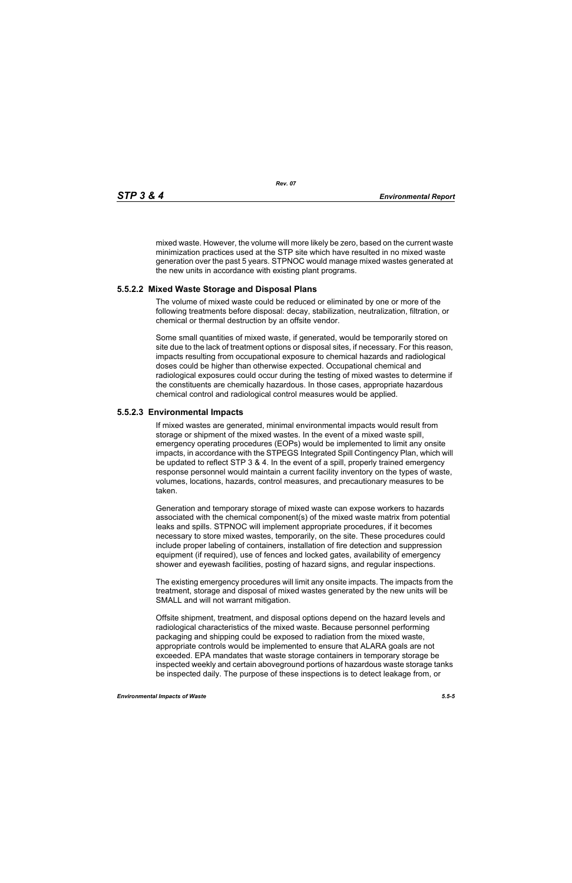mixed waste. However, the volume will more likely be zero, based on the current waste minimization practices used at the STP site which have resulted in no mixed waste generation over the past 5 years. STPNOC would manage mixed wastes generated at the new units in accordance with existing plant programs.

### 5.5.2.2 Mixed Waste Storage and Disposal Plans

The volume of mixed waste could be reduced or eliminated by one or more of the following treatments before disposal: decay, stabilization, neutralization, filtration, or chemical or thermal destruction by an offsite vendor.

Some small quantities of mixed waste, if generated, would be temporarily stored on site due to the lack of treatment options or disposal sites, if necessary. For this reason, impacts resulting from occupational exposure to chemical hazards and radiological doses could be higher than otherwise expected. Occupational chemical and radiological exposures could occur during the testing of mixed wastes to determine if the constituents are chemically hazardous. In those cases, appropriate hazardous chemical control and radiological control measures would be applied.

### 5.5.2.3 Environmental Impacts

If mixed wastes are generated, minimal environmental impacts would result from storage or shipment of the mixed wastes. In the event of a mixed waste spill, emergency operating procedures (EOPs) would be implemented to limit any onsite impacts, in accordance with the STPEGS Integrated Spill Contingency Plan, which will be updated to reflect STP 3 & 4. In the event of a spill, properly trained emergency response personnel would maintain a current facility inventory on the types of waste, volumes, locations, hazards, control measures, and precautionary measures to be taken.

Generation and temporary storage of mixed waste can expose workers to hazards associated with the chemical component(s) of the mixed waste matrix from potential leaks and spills. STPNOC will implement appropriate procedures, if it becomes necessary to store mixed wastes, temporarily, on the site. These procedures could include proper labeling of containers, installation of fire detection and suppression equipment (if required), use of fences and locked gates, availability of emergency shower and eyewash facilities, posting of hazard signs, and regular inspections.

The existing emergency procedures will limit any onsite impacts. The impacts from the treatment, storage and disposal of mixed wastes generated by the new units will be SMALL and will not warrant mitigation.

Offsite shipment, treatment, and disposal options depend on the hazard levels and radiological characteristics of the mixed waste. Because personnel performing packaging and shipping could be exposed to radiation from the mixed waste, appropriate controls would be implemented to ensure that ALARA goals are not exceeded. EPA mandates that waste storage containers in temporary storage be inspected weekly and certain aboveground portions of hazardous waste storage tanks be inspected daily. The purpose of these inspections is to detect leakage from, or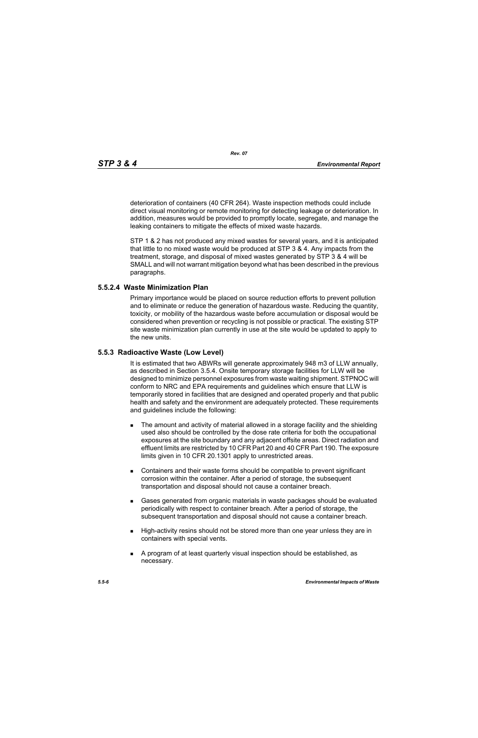deterioration of containers (40 CFR 264). Waste inspection methods could include direct visual monitoring or remote monitoring for detecting leakage or deterioration. In addition, measures would be provided to promptly locate, segregate, and manage the leaking containers to mitigate the effects of mixed waste hazards.

STP 1 & 2 has not produced any mixed wastes for several years, and it is anticipated that little to no mixed waste would be produced at STP 3 & 4. Any impacts from the treatment, storage, and disposal of mixed wastes generated by STP 3 & 4 will be SMALL and will not warrant mitigation beyond what has been described in the previous paragraphs.

### 5.5.2.4 Waste Minimization Plan

Primary importance would be placed on source reduction efforts to prevent pollution and to eliminate or reduce the generation of hazardous waste. Reducing the quantity, toxicity, or mobility of the hazardous waste before accumulation or disposal would be considered when prevention or recycling is not possible or practical. The existing STP site waste minimization plan currently in use at the site would be updated to apply to the new units.

## 5.5.3 Radioactive Waste (Low Level)

It is estimated that two ABWRs will generate approximately 948 m3 of LLW annually, as described in Section 3.5.4. Onsite temporary storage facilities for LLW will be designed to minimize personnel exposures from waste waiting shipment. STPNOC will conform to NRC and EPA requirements and guidelines which ensure that LLW is temporarily stored in facilities that are designed and operated properly and that public health and safety and the environment are adequately protected. These requirements and guidelines include the following:

- The amount and activity of material allowed in a storage facility and the shielding used also should be controlled by the dose rate criteria for both the occupational exposures at the site boundary and any adjacent offsite areas. Direct radiation and effluent limits are restricted by 10 CFR Part 20 and 40 CFR Part 190. The exposure limits given in 10 CFR 20.1301 apply to unrestricted areas.
- Containers and their waste forms should be compatible to prevent significant corrosion within the container. After a period of storage, the subsequent transportation and disposal should not cause a container breach.
- Gases generated from organic materials in waste packages should be evaluated periodically with respect to container breach. After a period of storage, the subsequent transportation and disposal should not cause a container breach.
- High-activity resins should not be stored more than one year unless they are in containers with special vents.
- A program of at least quarterly visual inspection should be established, as necessary.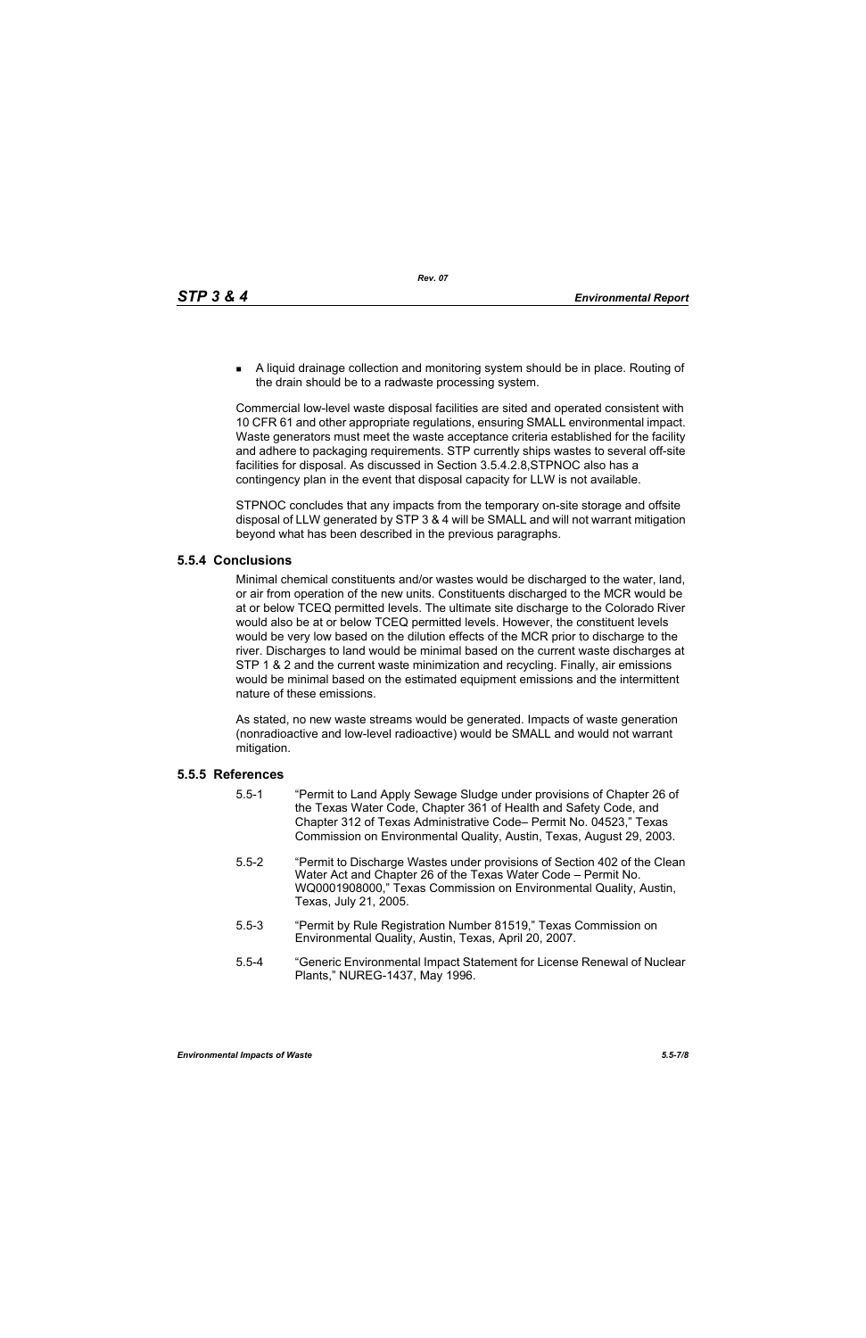- A liquid drainage collection and monitoring system should be in place. Routing of the drain should be to a radwaste processing system.

Commercial low-level waste disposal facilities are sited and operated consistent with 10 CFR 61 and other appropriate regulations, ensuring SMALL environmental impact. Waste generators must meet the waste acceptance criteria established for the facility and adhere to packaging requirements. STP currently ships wastes to several off-site facilities for disposal. As discussed in Section 3.5.4.2.8,STPNOC also has a contingency plan in the event that disposal capacity for LLW is not available.

STPNOC concludes that any impacts from the temporary on-site storage and offsite disposal of LLW generated by STP 3 & 4 will be SMALL and will not warrant mitigation beyond what has been described in the previous paragraphs.

### 5.5.4 Conclusions

Minimal chemical constituents and/or wastes would be discharged to the water, land, or air from operation of the new units. Constituents discharged to the MCR would be at or below TCEQ permitted levels. The ultimate site discharge to the Colorado River would also be at or below TCEQ permitted levels. However, the constituent levels would be very low based on the dilution effects of the MCR prior to discharge to the river. Discharges to land would be minimal based on the current waste discharges at STP 1 & 2 and the current waste minimization and recycling. Finally, air emissions would be minimal based on the estimated equipment emissions and the intermittent nature of these emissions.

As stated, no new waste streams would be generated. Impacts of waste generation (nonradioactive and low-level radioactive) would be SMALL and would not warrant mitigation.

### 5.5.5 References

5.5-1 "Permit to Land Apply Sewage Sludge under provisions of Chapter 26 of the Texas Water Code, Chapter 361 of Health and Safety Code, and Chapter 312 of Texas Administrative Code– Permit No. 04523," Texas Commission on Environmental Quality, Austin, Texas, August 29, 2003.

5.5-2 "Permit to Discharge Wastes under provisions of Section 402 of the Clean Water Act and Chapter 26 of the Texas Water Code – Permit No. WQ0001908000," Texas Commission on Environmental Quality, Austin, Texas, July 21, 2005.

5.5-3 "Permit by Rule Registration Number 81519," Texas Commission on Environmental Quality, Austin, Texas, April 20, 2007.

5.5-4 "Generic Environmental Impact Statement for License Renewal of Nuclear Plants," NUREG-1437, May 1996.